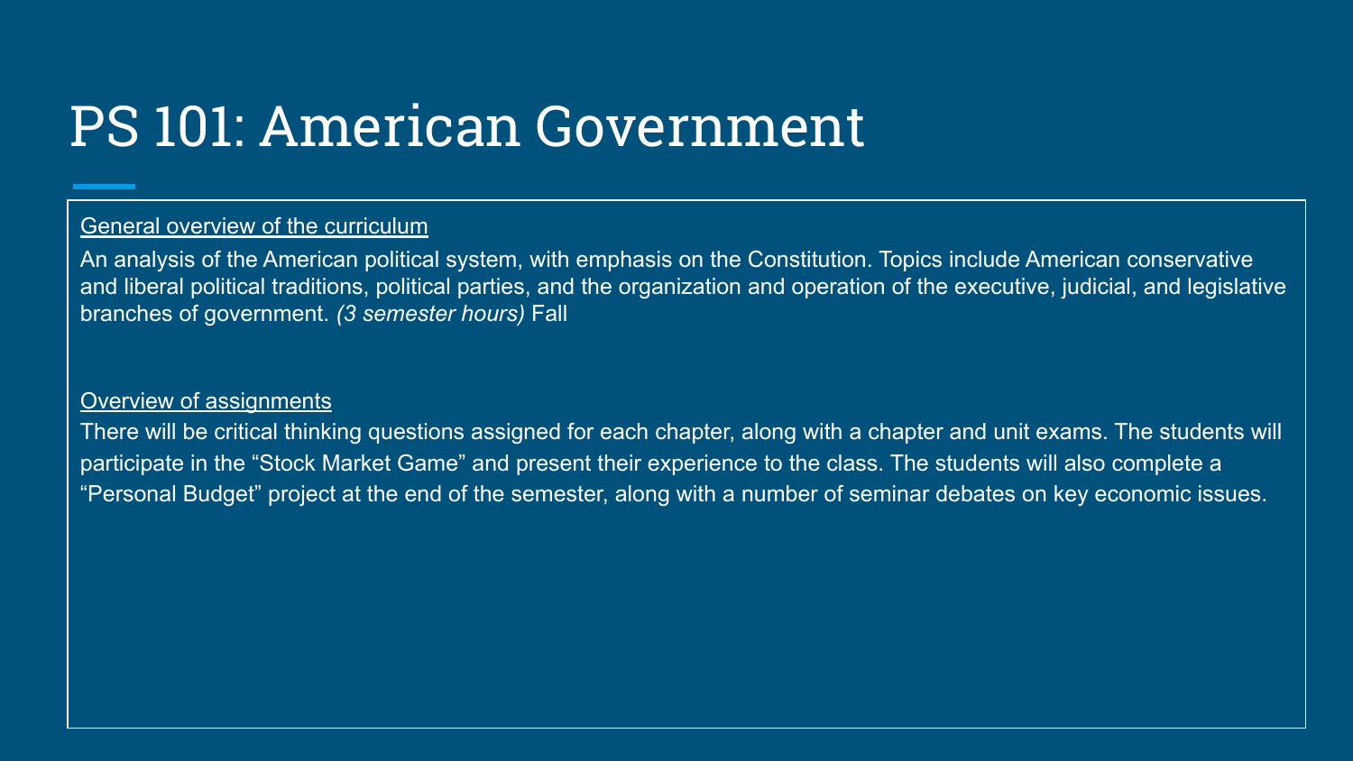# PS 101: American Government

<u>General overview of the curriculum</u>

An analysis of the American political system, with emphasis on the Constitution. Topics include American conservative and liberal political traditions, political parties, and the organization and operation of the executive, judicial, and legislative branches of government. *(3 semester hours)* Fall

<u>Overview of assignments</u>

There will be critical thinking questions assigned for each chapter, along with a chapter and unit exams. The students will participate in the "Stock Market Game" and present their experience to the class. The students will also complete a "Personal Budget" project at the end of the semester, along with a number of seminar debates on key economic issues.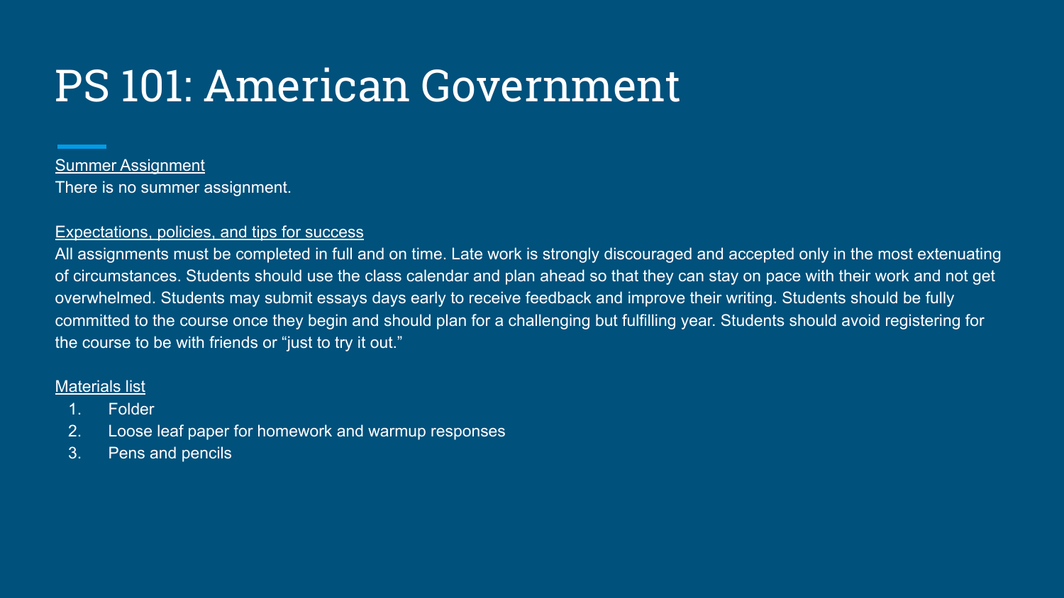# PS 101: American Government

<u>Summer Assignment</u>

There is no summer assignment.

<u>Expectations, policies, and tips for success</u>

All assignments must be completed in full and on time. Late work is strongly discouraged and accepted only in the most extenuating of circumstances. Students should use the class calendar and plan ahead so that they can stay on pace with their work and not get overwhelmed. Students may submit essays days early to receive feedback and improve their writing. Students should be fully committed to the course once they begin and should plan for a challenging but fulfilling year. Students should avoid registering for the course to be with friends or "just to try it out."

<u>Materials list</u>

1. Folder
2. Loose leaf paper for homework and warmup responses
3. Pens and pencils